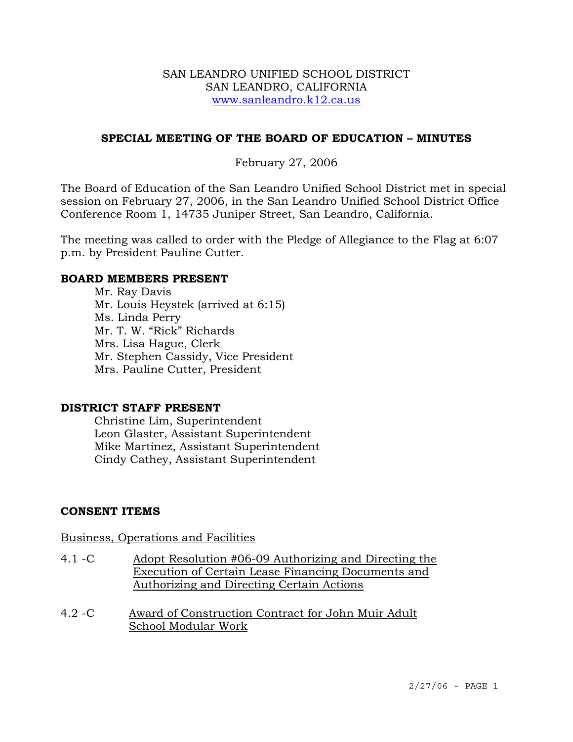SAN LEANDRO UNIFIED SCHOOL DISTRICT
SAN LEANDRO, CALIFORNIA
www.sanleandro.k12.ca.us

## SPECIAL MEETING OF THE BOARD OF EDUCATION – MINUTES

February 27, 2006

The Board of Education of the San Leandro Unified School District met in special session on February 27, 2006, in the San Leandro Unified School District Office Conference Room 1, 14735 Juniper Street, San Leandro, California.

The meeting was called to order with the Pledge of Allegiance to the Flag at 6:07 p.m. by President Pauline Cutter.

### BOARD MEMBERS PRESENT

Mr. Ray Davis
Mr. Louis Heystek (arrived at 6:15)
Ms. Linda Perry
Mr. T. W. "Rick" Richards
Mrs. Lisa Hague, Clerk
Mr. Stephen Cassidy, Vice President
Mrs. Pauline Cutter, President

### DISTRICT STAFF PRESENT

Christine Lim, Superintendent
Leon Glaster, Assistant Superintendent
Mike Martinez, Assistant Superintendent
Cindy Cathey, Assistant Superintendent

### CONSENT ITEMS

Business, Operations and Facilities

4.1 -C Adopt Resolution #06-09 Authorizing and Directing the Execution of Certain Lease Financing Documents and Authorizing and Directing Certain Actions

4.2 -C Award of Construction Contract for John Muir Adult School Modular Work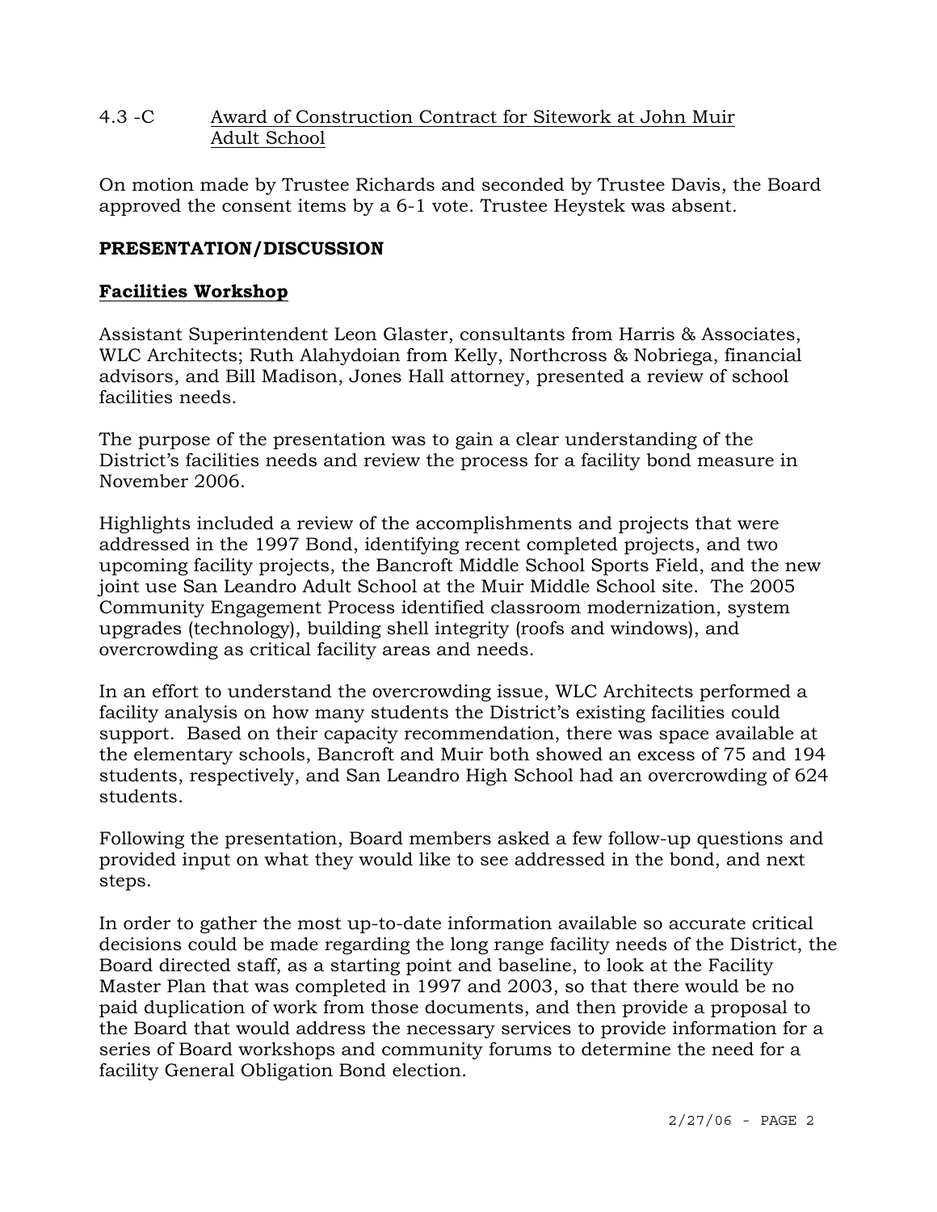4.3 -C Award of Construction Contract for Sitework at John Muir Adult School

On motion made by Trustee Richards and seconded by Trustee Davis, the Board approved the consent items by a 6-1 vote. Trustee Heystek was absent.

**PRESENTATION/DISCUSSION**

**Facilities Workshop**

Assistant Superintendent Leon Glaster, consultants from Harris & Associates, WLC Architects; Ruth Alahydoian from Kelly, Northcross & Nobriega, financial advisors, and Bill Madison, Jones Hall attorney, presented a review of school facilities needs.

The purpose of the presentation was to gain a clear understanding of the District's facilities needs and review the process for a facility bond measure in November 2006.

Highlights included a review of the accomplishments and projects that were addressed in the 1997 Bond, identifying recent completed projects, and two upcoming facility projects, the Bancroft Middle School Sports Field, and the new joint use San Leandro Adult School at the Muir Middle School site. The 2005 Community Engagement Process identified classroom modernization, system upgrades (technology), building shell integrity (roofs and windows), and overcrowding as critical facility areas and needs.

In an effort to understand the overcrowding issue, WLC Architects performed a facility analysis on how many students the District's existing facilities could support. Based on their capacity recommendation, there was space available at the elementary schools, Bancroft and Muir both showed an excess of 75 and 194 students, respectively, and San Leandro High School had an overcrowding of 624 students.

Following the presentation, Board members asked a few follow-up questions and provided input on what they would like to see addressed in the bond, and next steps.

In order to gather the most up-to-date information available so accurate critical decisions could be made regarding the long range facility needs of the District, the Board directed staff, as a starting point and baseline, to look at the Facility Master Plan that was completed in 1997 and 2003, so that there would be no paid duplication of work from those documents, and then provide a proposal to the Board that would address the necessary services to provide information for a series of Board workshops and community forums to determine the need for a facility General Obligation Bond election.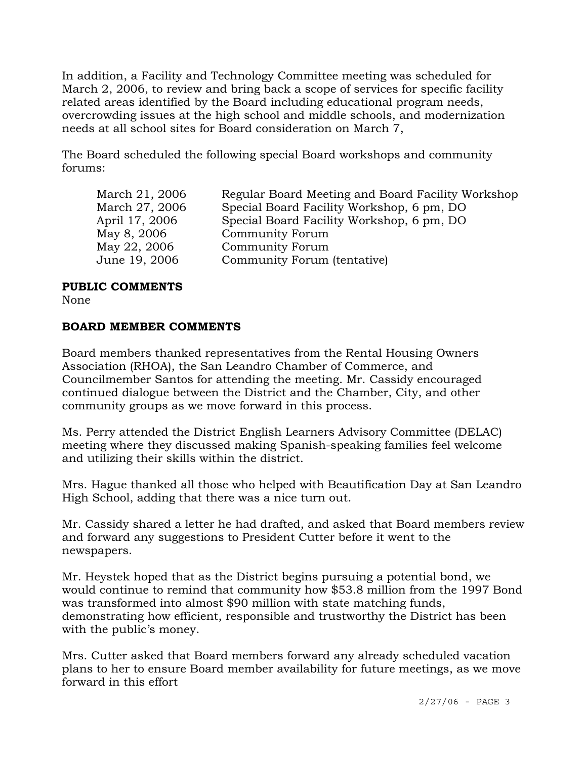In addition, a Facility and Technology Committee meeting was scheduled for March 2, 2006, to review and bring back a scope of services for specific facility related areas identified by the Board including educational program needs, overcrowding issues at the high school and middle schools, and modernization needs at all school sites for Board consideration on March 7,

The Board scheduled the following special Board workshops and community forums:

| | |
|---|---|
| March 21, 2006 | Regular Board Meeting and Board Facility Workshop |
| March 27, 2006 | Special Board Facility Workshop, 6 pm, DO |
| April 17, 2006 | Special Board Facility Workshop, 6 pm, DO |
| May 8, 2006 | Community Forum |
| May 22, 2006 | Community Forum |
| June 19, 2006 | Community Forum (tentative) |

**PUBLIC COMMENTS**
None

**BOARD MEMBER COMMENTS**

Board members thanked representatives from the Rental Housing Owners Association (RHOA), the San Leandro Chamber of Commerce, and Councilmember Santos for attending the meeting. Mr. Cassidy encouraged continued dialogue between the District and the Chamber, City, and other community groups as we move forward in this process.

Ms. Perry attended the District English Learners Advisory Committee (DELAC) meeting where they discussed making Spanish-speaking families feel welcome and utilizing their skills within the district.

Mrs. Hague thanked all those who helped with Beautification Day at San Leandro High School, adding that there was a nice turn out.

Mr. Cassidy shared a letter he had drafted, and asked that Board members review and forward any suggestions to President Cutter before it went to the newspapers.

Mr. Heystek hoped that as the District begins pursuing a potential bond, we would continue to remind that community how $53.8 million from the 1997 Bond was transformed into almost $90 million with state matching funds, demonstrating how efficient, responsible and trustworthy the District has been with the public's money.

Mrs. Cutter asked that Board members forward any already scheduled vacation plans to her to ensure Board member availability for future meetings, as we move forward in this effort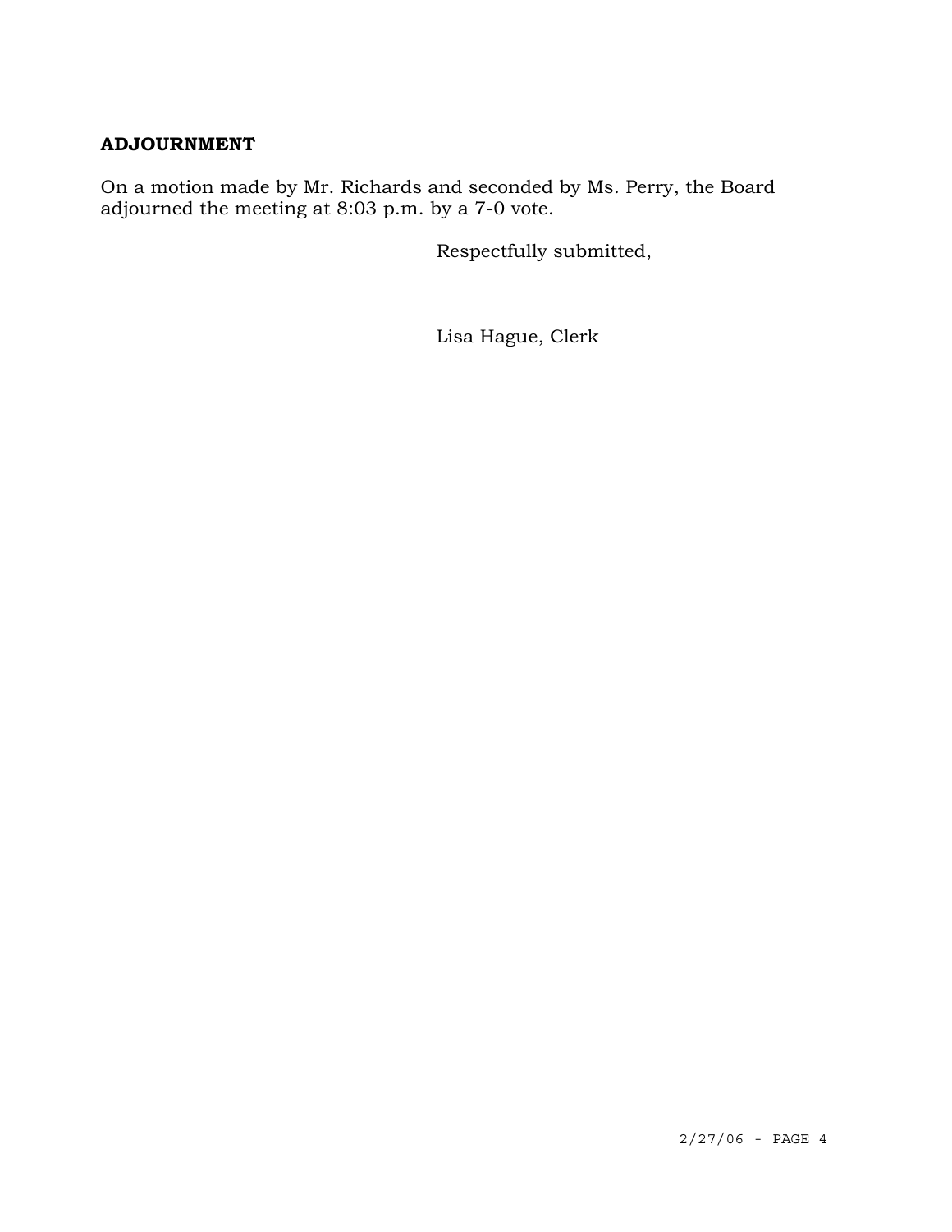## ADJOURNMENT

On a motion made by Mr. Richards and seconded by Ms. Perry, the Board adjourned the meeting at 8:03 p.m. by a 7-0 vote.

Respectfully submitted,

Lisa Hague, Clerk